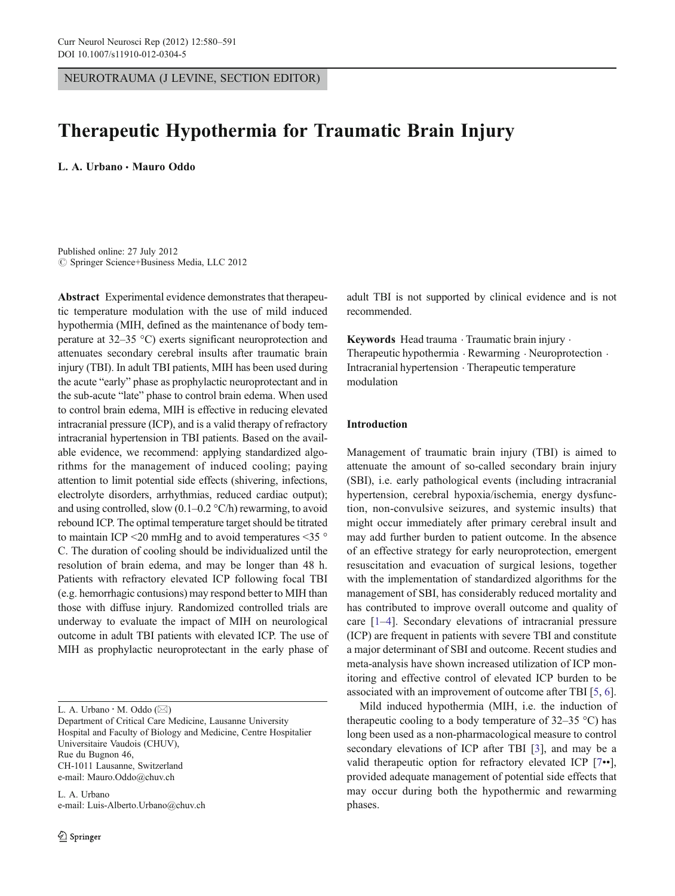NEUROTRAUMA (J LEVINE, SECTION EDITOR)

# Therapeutic Hypothermia for Traumatic Brain Injury

**L. A. Urbano · Mauro Oddo**

Published online: 27 July 2012
© Springer Science+Business Media, LLC 2012

**Abstract** Experimental evidence demonstrates that therapeutic temperature modulation with the use of mild induced hypothermia (MIH, defined as the maintenance of body temperature at 32–35 °C) exerts significant neuroprotection and attenuates secondary cerebral insults after traumatic brain injury (TBI). In adult TBI patients, MIH has been used during the acute "early" phase as prophylactic neuroprotectant and in the sub-acute "late" phase to control brain edema. When used to control brain edema, MIH is effective in reducing elevated intracranial pressure (ICP), and is a valid therapy of refractory intracranial hypertension in TBI patients. Based on the available evidence, we recommend: applying standardized algorithms for the management of induced cooling; paying attention to limit potential side effects (shivering, infections, electrolyte disorders, arrhythmias, reduced cardiac output); and using controlled, slow (0.1–0.2 °C/h) rewarming, to avoid rebound ICP. The optimal temperature target should be titrated to maintain ICP <20 mmHg and to avoid temperatures <35 °C. The duration of cooling should be individualized until the resolution of brain edema, and may be longer than 48 h. Patients with refractory elevated ICP following focal TBI (e.g. hemorrhagic contusions) may respond better to MIH than those with diffuse injury. Randomized controlled trials are underway to evaluate the impact of MIH on neurological outcome in adult TBI patients with elevated ICP. The use of MIH as prophylactic neuroprotectant in the early phase of adult TBI is not supported by clinical evidence and is not recommended.

**Keywords** Head trauma · Traumatic brain injury · Therapeutic hypothermia · Rewarming · Neuroprotection · Intracranial hypertension · Therapeutic temperature modulation

L. A. Urbano · M. Oddo (✉)
Department of Critical Care Medicine, Lausanne University Hospital and Faculty of Biology and Medicine, Centre Hospitalier Universitaire Vaudois (CHUV),
Rue du Bugnon 46,
CH-1011 Lausanne, Switzerland
e-mail: Mauro.Oddo@chuv.ch

L. A. Urbano
e-mail: Luis-Alberto.Urbano@chuv.ch

## Introduction

Management of traumatic brain injury (TBI) is aimed to attenuate the amount of so-called secondary brain injury (SBI), i.e. early pathological events (including intracranial hypertension, cerebral hypoxia/ischemia, energy dysfunction, non-convulsive seizures, and systemic insults) that might occur immediately after primary cerebral insult and may add further burden to patient outcome. In the absence of an effective strategy for early neuroprotection, emergent resuscitation and evacuation of surgical lesions, together with the implementation of standardized algorithms for the management of SBI, has considerably reduced mortality and has contributed to improve overall outcome and quality of care [1–4]. Secondary elevations of intracranial pressure (ICP) are frequent in patients with severe TBI and constitute a major determinant of SBI and outcome. Recent studies and meta-analysis have shown increased utilization of ICP monitoring and effective control of elevated ICP burden to be associated with an improvement of outcome after TBI [5, 6].

Mild induced hypothermia (MIH, i.e. the induction of therapeutic cooling to a body temperature of 32–35 °C) has long been used as a non-pharmacological measure to control secondary elevations of ICP after TBI [3], and may be a valid therapeutic option for refractory elevated ICP [7••], provided adequate management of potential side effects that may occur during both the hypothermic and rewarming phases.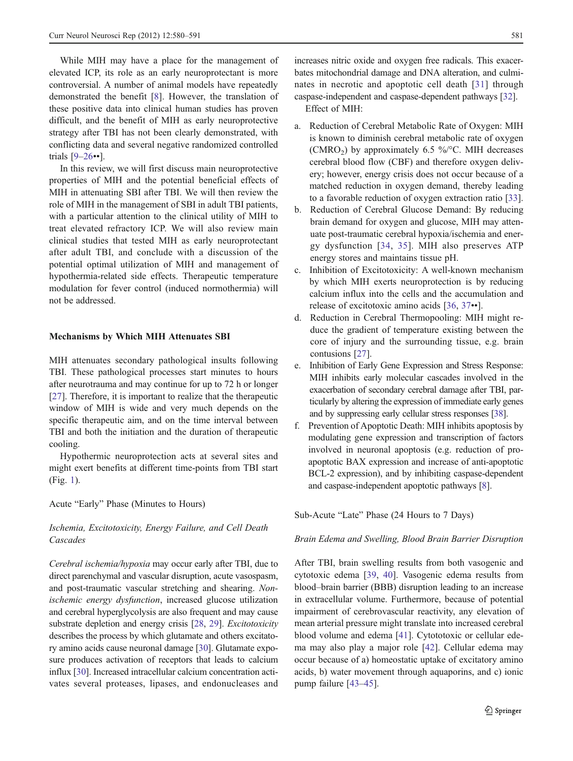While MIH may have a place for the management of elevated ICP, its role as an early neuroprotectant is more controversial. A number of animal models have repeatedly demonstrated the benefit [8]. However, the translation of these positive data into clinical human studies has proven difficult, and the benefit of MIH as early neuroprotective strategy after TBI has not been clearly demonstrated, with conflicting data and several negative randomized controlled trials [9–26••].

In this review, we will first discuss main neuroprotective properties of MIH and the potential beneficial effects of MIH in attenuating SBI after TBI. We will then review the role of MIH in the management of SBI in adult TBI patients, with a particular attention to the clinical utility of MIH to treat elevated refractory ICP. We will also review main clinical studies that tested MIH as early neuroprotectant after adult TBI, and conclude with a discussion of the potential optimal utilization of MIH and management of hypothermia-related side effects. Therapeutic temperature modulation for fever control (induced normothermia) will not be addressed.

## Mechanisms by Which MIH Attenuates SBI

MIH attenuates secondary pathological insults following TBI. These pathological processes start minutes to hours after neurotrauma and may continue for up to 72 h or longer [27]. Therefore, it is important to realize that the therapeutic window of MIH is wide and very much depends on the specific therapeutic aim, and on the time interval between TBI and both the initiation and the duration of therapeutic cooling.

Hypothermic neuroprotection acts at several sites and might exert benefits at different time-points from TBI start (Fig. 1).

### Acute "Early" Phase (Minutes to Hours)

#### *Ischemia, Excitotoxicity, Energy Failure, and Cell Death Cascades*

*Cerebral ischemia/hypoxia* may occur early after TBI, due to direct parenchymal and vascular disruption, acute vasospasm, and post-traumatic vascular stretching and shearing. *Non-ischemic energy dysfunction*, increased glucose utilization and cerebral hyperglycolysis are also frequent and may cause substrate depletion and energy crisis [28, 29]. *Excitotoxicity* describes the process by which glutamate and others excitatory amino acids cause neuronal damage [30]. Glutamate exposure produces activation of receptors that leads to calcium influx [30]. Increased intracellular calcium concentration activates several proteases, lipases, and endonucleases and increases nitric oxide and oxygen free radicals. This exacerbates mitochondrial damage and DNA alteration, and culminates in necrotic and apoptotic cell death [31] through caspase-independent and caspase-dependent pathways [32].

Effect of MIH:

a. Reduction of Cerebral Metabolic Rate of Oxygen: MIH is known to diminish cerebral metabolic rate of oxygen ($CMRO_2$) by approximately 6.5 %/°C. MIH decreases cerebral blood flow (CBF) and therefore oxygen delivery; however, energy crisis does not occur because of a matched reduction in oxygen demand, thereby leading to a favorable reduction of oxygen extraction ratio [33].
b. Reduction of Cerebral Glucose Demand: By reducing brain demand for oxygen and glucose, MIH may attenuate post-traumatic cerebral hypoxia/ischemia and energy dysfunction [34, 35]. MIH also preserves ATP energy stores and maintains tissue pH.
c. Inhibition of Excitotoxicity: A well-known mechanism by which MIH exerts neuroprotection is by reducing calcium influx into the cells and the accumulation and release of excitotoxic amino acids [36, 37••].
d. Reduction in Cerebral Thermopooling: MIH might reduce the gradient of temperature existing between the core of injury and the surrounding tissue, e.g. brain contusions [27].
e. Inhibition of Early Gene Expression and Stress Response: MIH inhibits early molecular cascades involved in the exacerbation of secondary cerebral damage after TBI, particularly by altering the expression of immediate early genes and by suppressing early cellular stress responses [38].
f. Prevention of Apoptotic Death: MIH inhibits apoptosis by modulating gene expression and transcription of factors involved in neuronal apoptosis (e.g. reduction of pro-apoptotic BAX expression and increase of anti-apoptotic BCL-2 expression), and by inhibiting caspase-dependent and caspase-independent apoptotic pathways [8].

### Sub-Acute "Late" Phase (24 Hours to 7 Days)

#### *Brain Edema and Swelling, Blood Brain Barrier Disruption*

After TBI, brain swelling results from both vasogenic and cytotoxic edema [39, 40]. Vasogenic edema results from blood–brain barrier (BBB) disruption leading to an increase in extracellular volume. Furthermore, because of potential impairment of cerebrovascular reactivity, any elevation of mean arterial pressure might translate into increased cerebral blood volume and edema [41]. Cytototoxic or cellular edema may also play a major role [42]. Cellular edema may occur because of a) homeostatic uptake of excitatory amino acids, b) water movement through aquaporins, and c) ionic pump failure [43–45].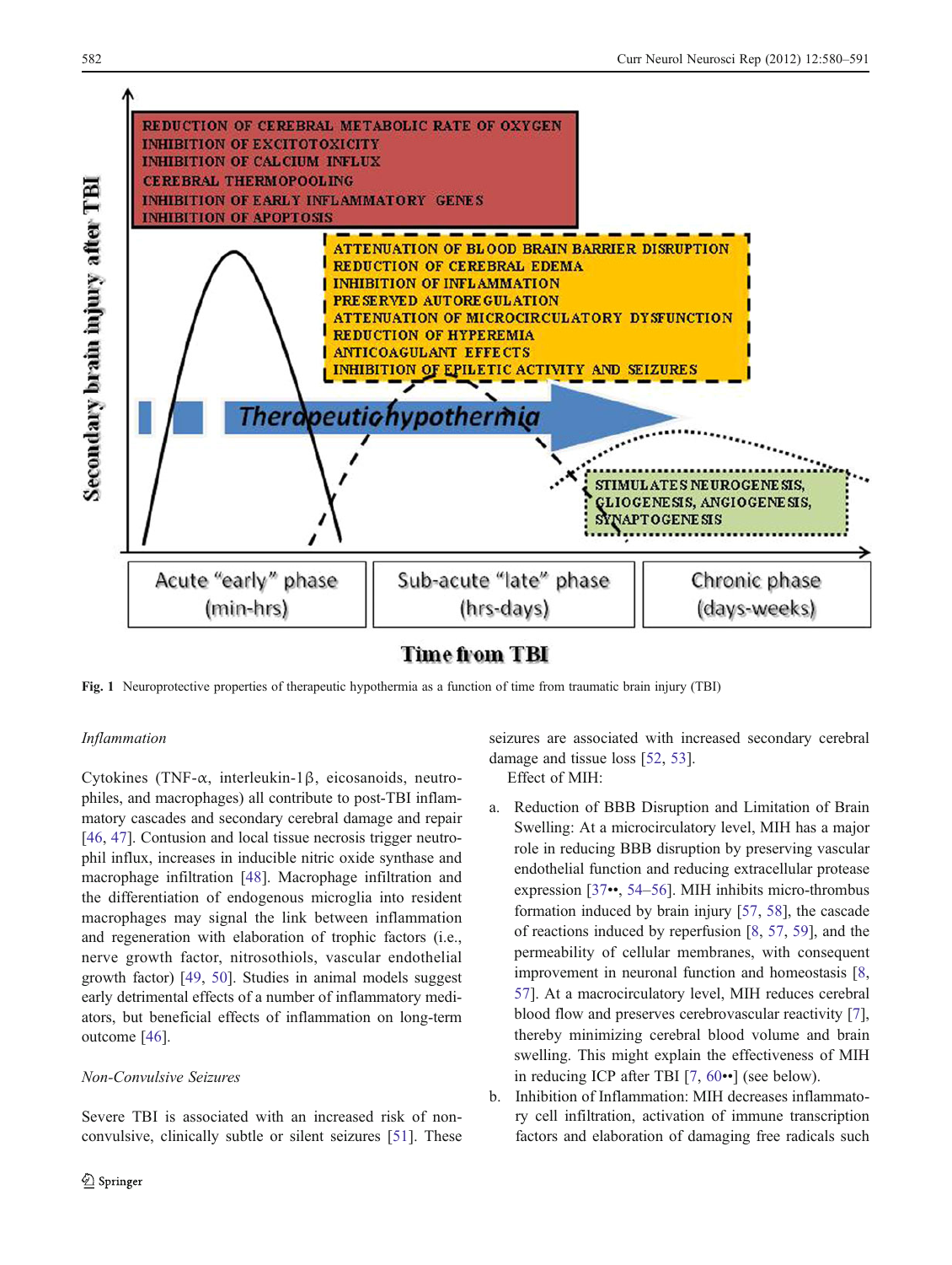Fig. 1 Neuroprotective properties of therapeutic hypothermia as a function of time from traumatic brain injury (TBI)

*Inflammation*

Cytokines (TNF-α, interleukin-1β, eicosanoids, neutrophiles, and macrophages) all contribute to post-TBI inflammatory cascades and secondary cerebral damage and repair [46, 47]. Contusion and local tissue necrosis trigger neutrophil influx, increases in inducible nitric oxide synthase and macrophage infiltration [48]. Macrophage infiltration and the differentiation of endogenous microglia into resident macrophages may signal the link between inflammation and regeneration with elaboration of trophic factors (i.e., nerve growth factor, nitrosothiols, vascular endothelial growth factor) [49, 50]. Studies in animal models suggest early detrimental effects of a number of inflammatory mediators, but beneficial effects of inflammation on long-term outcome [46].

*Non-Convulsive Seizures*

Severe TBI is associated with an increased risk of non-convulsive, clinically subtle or silent seizures [51]. These seizures are associated with increased secondary cerebral damage and tissue loss [52, 53].

Effect of MIH:

a. Reduction of BBB Disruption and Limitation of Brain Swelling: At a microcirculatory level, MIH has a major role in reducing BBB disruption by preserving vascular endothelial function and reducing extracellular protease expression [37••, 54–56]. MIH inhibits micro-thrombus formation induced by brain injury [57, 58], the cascade of reactions induced by reperfusion [8, 57, 59], and the permeability of cellular membranes, with consequent improvement in neuronal function and homeostasis [8, 57]. At a macrocirculatory level, MIH reduces cerebral blood flow and preserves cerebrovascular reactivity [7], thereby minimizing cerebral blood volume and brain swelling. This might explain the effectiveness of MIH in reducing ICP after TBI [7, 60••] (see below).
b. Inhibition of Inflammation: MIH decreases inflammatory cell infiltration, activation of immune transcription factors and elaboration of damaging free radicals such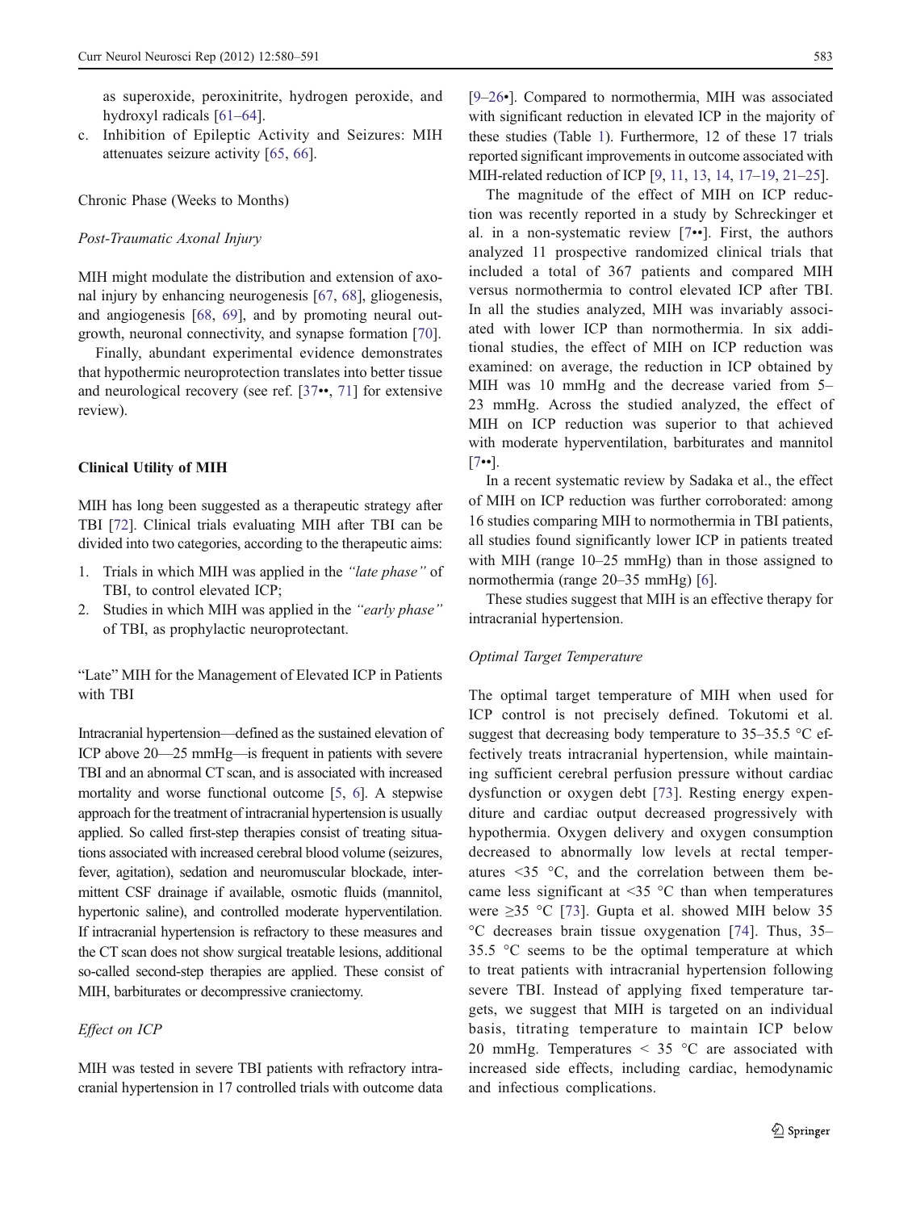as superoxide, peroxinitrite, hydrogen peroxide, and hydroxyl radicals [61–64].

c. Inhibition of Epileptic Activity and Seizures: MIH attenuates seizure activity [65, 66].

Chronic Phase (Weeks to Months)

*Post-Traumatic Axonal Injury*

MIH might modulate the distribution and extension of axonal injury by enhancing neurogenesis [67, 68], gliogenesis, and angiogenesis [68, 69], and by promoting neural outgrowth, neuronal connectivity, and synapse formation [70].

Finally, abundant experimental evidence demonstrates that hypothermic neuroprotection translates into better tissue and neurological recovery (see ref. [37••, 71] for extensive review).

## Clinical Utility of MIH

MIH has long been suggested as a therapeutic strategy after TBI [72]. Clinical trials evaluating MIH after TBI can be divided into two categories, according to the therapeutic aims:

1. Trials in which MIH was applied in the *"late phase"* of TBI, to control elevated ICP;
2. Studies in which MIH was applied in the *"early phase"* of TBI, as prophylactic neuroprotectant.

### "Late" MIH for the Management of Elevated ICP in Patients with TBI

Intracranial hypertension—defined as the sustained elevation of ICP above 20—25 mmHg—is frequent in patients with severe TBI and an abnormal CT scan, and is associated with increased mortality and worse functional outcome [5, 6]. A stepwise approach for the treatment of intracranial hypertension is usually applied. So called first-step therapies consist of treating situations associated with increased cerebral blood volume (seizures, fever, agitation), sedation and neuromuscular blockade, intermittent CSF drainage if available, osmotic fluids (mannitol, hypertonic saline), and controlled moderate hyperventilation. If intracranial hypertension is refractory to these measures and the CT scan does not show surgical treatable lesions, additional so-called second-step therapies are applied. These consist of MIH, barbiturates or decompressive craniectomy.

*Effect on ICP*

MIH was tested in severe TBI patients with refractory intracranial hypertension in 17 controlled trials with outcome data [9–26•]. Compared to normothermia, MIH was associated with significant reduction in elevated ICP in the majority of these studies (Table 1). Furthermore, 12 of these 17 trials reported significant improvements in outcome associated with MIH-related reduction of ICP [9, 11, 13, 14, 17–19, 21–25].

The magnitude of the effect of MIH on ICP reduction was recently reported in a study by Schreckinger et al. in a non-systematic review [7••]. First, the authors analyzed 11 prospective randomized clinical trials that included a total of 367 patients and compared MIH versus normothermia to control elevated ICP after TBI. In all the studies analyzed, MIH was invariably associated with lower ICP than normothermia. In six additional studies, the effect of MIH on ICP reduction was examined: on average, the reduction in ICP obtained by MIH was 10 mmHg and the decrease varied from 5–23 mmHg. Across the studied analyzed, the effect of MIH on ICP reduction was superior to that achieved with moderate hyperventilation, barbiturates and mannitol [7••].

In a recent systematic review by Sadaka et al., the effect of MIH on ICP reduction was further corroborated: among 16 studies comparing MIH to normothermia in TBI patients, all studies found significantly lower ICP in patients treated with MIH (range 10–25 mmHg) than in those assigned to normothermia (range 20–35 mmHg) [6].

These studies suggest that MIH is an effective therapy for intracranial hypertension.

*Optimal Target Temperature*

The optimal target temperature of MIH when used for ICP control is not precisely defined. Tokutomi et al. suggest that decreasing body temperature to 35–35.5 °C effectively treats intracranial hypertension, while maintaining sufficient cerebral perfusion pressure without cardiac dysfunction or oxygen debt [73]. Resting energy expenditure and cardiac output decreased progressively with hypothermia. Oxygen delivery and oxygen consumption decreased to abnormally low levels at rectal temperatures <35 °C, and the correlation between them became less significant at <35 °C than when temperatures were ≥35 °C [73]. Gupta et al. showed MIH below 35 °C decreases brain tissue oxygenation [74]. Thus, 35–35.5 °C seems to be the optimal temperature at which to treat patients with intracranial hypertension following severe TBI. Instead of applying fixed temperature targets, we suggest that MIH is targeted on an individual basis, titrating temperature to maintain ICP below 20 mmHg. Temperatures < 35 °C are associated with increased side effects, including cardiac, hemodynamic and infectious complications.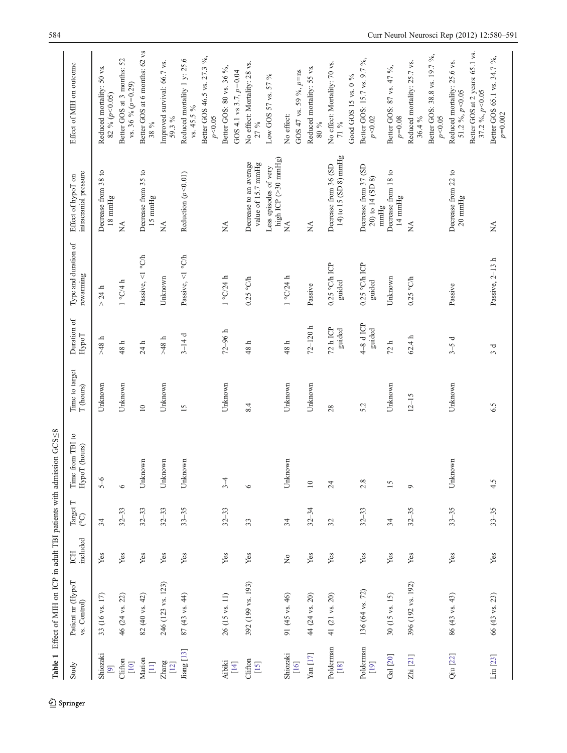**Table 1** Effect of MIH on ICP in adult TBI patients with admission GCS≤8

| Study | Patient nr (HypoT vs. Control) | ICH included | Target T (°C) | Time from TBI to HypoT (hours) | Time to target T (hours) | Duration of HypoT | Type and duration of rewarming | Effect of hypoT on intracranial pressure | Effect of MIH on outcome |
|---|---|---|---|---|---|---|---|---|---|
| Shiozaki [9] | 33 (16 vs. 17) | Yes | 34 | 5–6 | Unknown | >48 h | > 24 h | Decrease from 38 to 18 mmHg | Reduced mortality: 50 vs. 82 % ($p<0.05$) |
| Clifton [10] | 46 (24 vs. 22) | Yes | 32–33 | 6 | Unknown | 48 h | 1 °C/4 h | NA | Better GOS at 3 months: 52 vs. 36 % ($p=0.29$) |
| Marion [11] | 82 (40 vs. 42) | Yes | 32–33 | Unknown | 10 | 24 h | Passive, <1 °C/h | Decrease from 35 to 15 mmHg | Better GOS at 6 months: 62 vs 38 % |
| Zhang [12] | 246 (123 vs. 123) | Yes | 32–33 | Unknown | Unknown | >48 h | Unknown | NA | Improved survival: 66.7 vs. 59.3 % |
| Jiang [13] | 87 (43 vs. 44) | Yes | 33–35 | Unknown | 15 | 3–14 d | Passive, <1 °C/h | Reduction ($p<0.01$) | Reduced mortality 1 y: 25.6 vs. 45.5 %<br>Better GOS 46.5 vs. 27.3 %, $p<0.05$ |
| Aibiki [14] | 26 (15 vs. 11) | Yes | 32–33 | 3–4 | Unknown | 72–96 h | 1 °C/24 h | NA | Better GOS: 80 vs. 36 %,<br>GOS 4.1 vs 3.7, $p=0.04$ |
| Clifton [15] | 392 (199 vs. 193) | Yes | 33 | 6 | 8.4 | 48 h | 0.25 °C/h | Decrease to an average value of 15.7 mmHg<br>Less episodes of very high ICP (>30 mmHg) | No effect: Mortality: 28 vs. 27 %<br>Low GOS 57 vs. 57 % |
| Shiozaki [16] | 91 (45 vs. 46) | No | 34 | Unknown | Unknown | 48 h | 1 °C/24 h | NA | No effect:<br>GOS 47 vs. 59 %, $p$=ns |
| Yan [17] | 44 (24 vs. 20) | Yes | 32–34 | 10 | Unknown | 72–120 h | Passive | NA | Reduced mortality: 55 vs. 80 % |
| Polderman [18] | 41 (21 vs. 20) | Yes | 32 | 24 | 28 | 72 h ICP guided | 0.25 °C/h ICP guided | Decrease from 36 (SD 14) to 15 (SD 8) mmHg | No effect: Mortality: 70 vs. 71 %<br>Good GOS 15 vs. 0 % |
| Polderman [19] | 136 (64 vs. 72) | Yes | 32–33 | 2.8 | 5.2 | 4–8 d ICP guided | 0.25 °C/h ICP guided | Decrease from 37 (SD 20) to 14 (SD 8) mmHg | Better GOS: 15.7 vs. 9.7 %, $p<0.02$ |
| Gal [20] | 30 (15 vs. 15) | Yes | 34 | 15 | Unknown | 72 h | Unknown | Decrease from 18 to 14 mmHg | Better GOS: 87 vs. 47 %, $p=0.08$ |
| Zhi [21] | 396 (192 vs. 192) | Yes | 32–35 | 9 | 12–15 | 62.4 h | 0.25 °C/h | NA | Reduced mortality: 25.7 vs. 36.4 %<br>Better GOS: 38.8 vs. 19.7 %, $p<0.05$ |
| Qiu [22] | 86 (43 vs. 43) | Yes | 33–35 | Unknown | Unknown | 3–5 d | Passive | Decrease from 22 to 20 mmHg | Reduced mortality: 25.6 vs. 51.2 %, $p<0.05$<br>Better GOS at 2 years: 65.1 vs. 37.2 %, $p<0.05$ |
| Liu [23] | 66 (43 vs. 23) | Yes | 33–35 | 4.5 | 6.5 | 3 d | Passive, 2–13 h | NA | Better GOS 65.1 vs. 34.7 %, $p=0.002$ |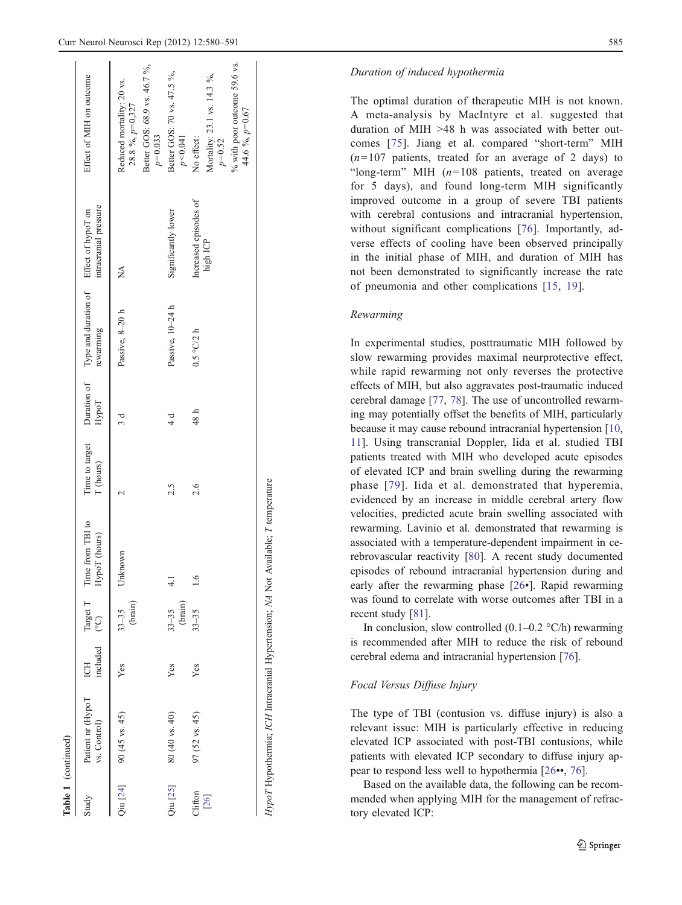**Table 1** (continued)

| Study | Patient nr (HypoT vs. Control) | ICH included | Target T (°C) | Time from TBI to HypoT (hours) | Time to target T (hours) | Duration of HypoT | Type and duration of rewarming | Effect of hypoT on intracranial pressure | Effect of MIH on outcome |
|---|---|---|---|---|---|---|---|---|---|
| Qiu [24] | 90 (45 vs. 45) | Yes | 33–35 (brain) | Unknown | 2 | 3 d | Passive, 8–20 h | NA | Reduced mortality: 20 vs. 28.8 %, $p=0.327$<br>Better GOS: 68.9 vs. 46.7 %, $p=0.033$ |
| Qiu [25] | 80 (40 vs. 40) | Yes | 33–35 (brain) | 4.1 | 2.5 | 4 d | Passive, 10–24 h | Significantly lower | Better GOS: 70 vs. 47.5 %, $p<0.041$ |
| Clifton [26] | 97 (52 vs. 45) | Yes | 33–35 | 1.6 | 2.6 | 48 h | 0.5 °C/2 h | Increased episodes of high ICP | No effect:<br>Mortality: 23.1 vs. 14.3 %, $p=0.52$<br>% with poor outcome 59.6 vs. 44.6 %, $p=0.67$ |

*HypoT* Hypothermia; *ICH* Intracranial Hypertension; *NA* Not Available; *T* temperature

*Duration of induced hypothermia*

The optimal duration of therapeutic MIH is not known. A meta-analysis by MacIntyre et al. suggested that duration of MIH >48 h was associated with better outcomes [75]. Jiang et al. compared "short-term" MIH ($n=107$ patients, treated for an average of 2 days) to "long-term" MIH ($n=108$ patients, treated on average for 5 days), and found long-term MIH significantly improved outcome in a group of severe TBI patients with cerebral contusions and intracranial hypertension, without significant complications [76]. Importantly, adverse effects of cooling have been observed principally in the initial phase of MIH, and duration of MIH has not been demonstrated to significantly increase the rate of pneumonia and other complications [15, 19].

*Rewarming*

In experimental studies, posttraumatic MIH followed by slow rewarming provides maximal neurprotective effect, while rapid rewarming not only reverses the protective effects of MIH, but also aggravates post-traumatic induced cerebral damage [77, 78]. The use of uncontrolled rewarming may potentially offset the benefits of MIH, particularly because it may cause rebound intracranial hypertension [10, 11]. Using transcranial Doppler, Iida et al. studied TBI patients treated with MIH who developed acute episodes of elevated ICP and brain swelling during the rewarming phase [79]. Iida et al. demonstrated that hyperemia, evidenced by an increase in middle cerebral artery flow velocities, predicted acute brain swelling associated with rewarming. Lavinio et al. demonstrated that rewarming is associated with a temperature-dependent impairment in cerebrovascular reactivity [80]. A recent study documented episodes of rebound intracranial hypertension during and early after the rewarming phase [26•]. Rapid rewarming was found to correlate with worse outcomes after TBI in a recent study [81].

In conclusion, slow controlled (0.1–0.2 °C/h) rewarming is recommended after MIH to reduce the risk of rebound cerebral edema and intracranial hypertension [76].

*Focal Versus Diffuse Injury*

The type of TBI (contusion vs. diffuse injury) is also a relevant issue: MIH is particularly effective in reducing elevated ICP associated with post-TBI contusions, while patients with elevated ICP secondary to diffuse injury appear to respond less well to hypothermia [26••, 76].

Based on the available data, the following can be recommended when applying MIH for the management of refractory elevated ICP: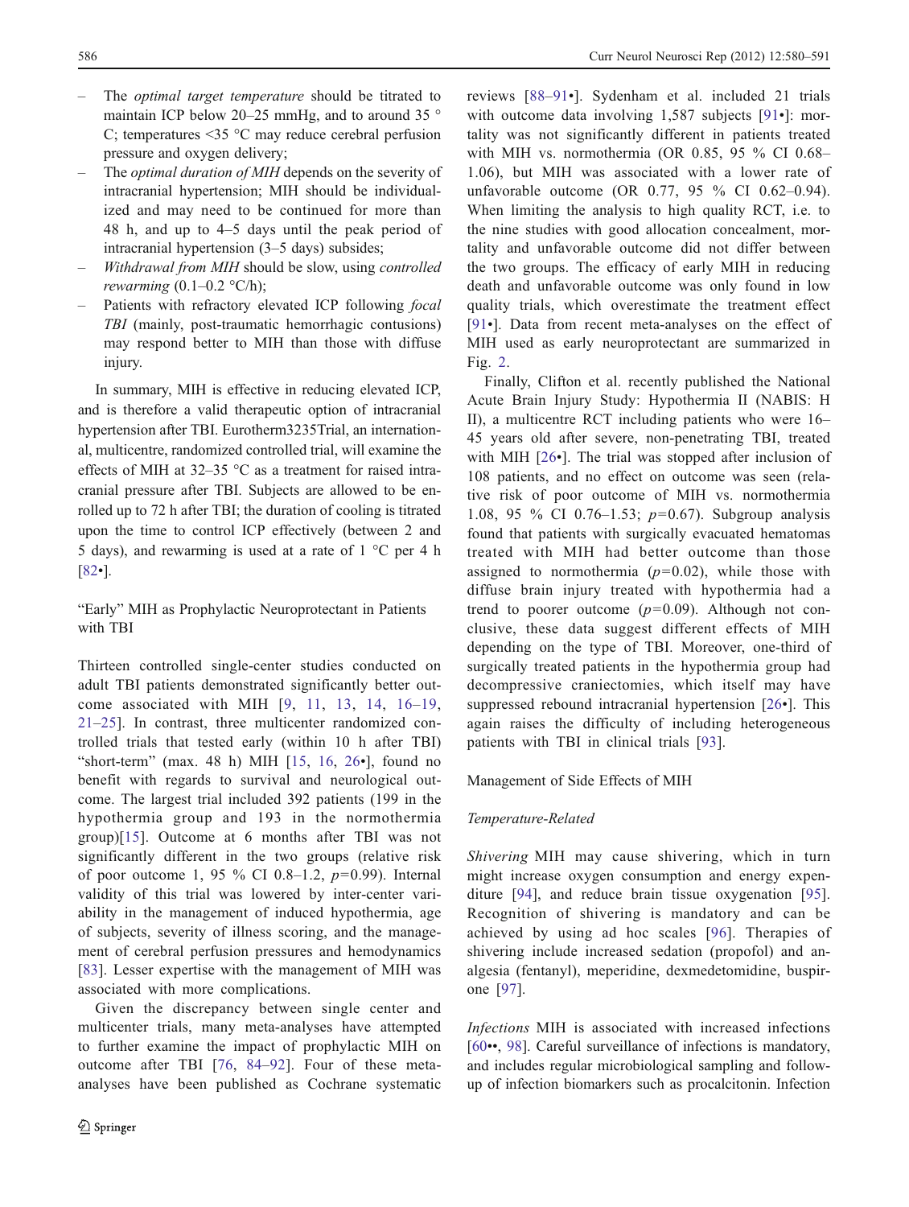- The *optimal target temperature* should be titrated to maintain ICP below 20–25 mmHg, and to around 35 °C; temperatures <35 °C may reduce cerebral perfusion pressure and oxygen delivery;
- The *optimal duration of MIH* depends on the severity of intracranial hypertension; MIH should be individualized and may need to be continued for more than 48 h, and up to 4–5 days until the peak period of intracranial hypertension (3–5 days) subsides;
- *Withdrawal from MIH* should be slow, using *controlled rewarming* (0.1–0.2 °C/h);
- Patients with refractory elevated ICP following *focal TBI* (mainly, post-traumatic hemorrhagic contusions) may respond better to MIH than those with diffuse injury.

In summary, MIH is effective in reducing elevated ICP, and is therefore a valid therapeutic option of intracranial hypertension after TBI. Eurotherm3235Trial, an international, multicentre, randomized controlled trial, will examine the effects of MIH at 32–35 °C as a treatment for raised intracranial pressure after TBI. Subjects are allowed to be enrolled up to 72 h after TBI; the duration of cooling is titrated upon the time to control ICP effectively (between 2 and 5 days), and rewarming is used at a rate of 1 °C per 4 h [82•].

## "Early" MIH as Prophylactic Neuroprotectant in Patients with TBI

Thirteen controlled single-center studies conducted on adult TBI patients demonstrated significantly better outcome associated with MIH [9, 11, 13, 14, 16–19, 21–25]. In contrast, three multicenter randomized controlled trials that tested early (within 10 h after TBI) "short-term" (max. 48 h) MIH [15, 16, 26•], found no benefit with regards to survival and neurological outcome. The largest trial included 392 patients (199 in the hypothermia group and 193 in the normothermia group)[15]. Outcome at 6 months after TBI was not significantly different in the two groups (relative risk of poor outcome 1, 95 % CI 0.8–1.2, $p=0.99$). Internal validity of this trial was lowered by inter-center variability in the management of induced hypothermia, age of subjects, severity of illness scoring, and the management of cerebral perfusion pressures and hemodynamics [83]. Lesser expertise with the management of MIH was associated with more complications.

Given the discrepancy between single center and multicenter trials, many meta-analyses have attempted to further examine the impact of prophylactic MIH on outcome after TBI [76, 84–92]. Four of these meta-analyses have been published as Cochrane systematic reviews [88–91•]. Sydenham et al. included 21 trials with outcome data involving 1,587 subjects [91•]: mortality was not significantly different in patients treated with MIH vs. normothermia (OR 0.85, 95 % CI 0.68–1.06), but MIH was associated with a lower rate of unfavorable outcome (OR 0.77, 95 % CI 0.62–0.94). When limiting the analysis to high quality RCT, i.e. to the nine studies with good allocation concealment, mortality and unfavorable outcome did not differ between the two groups. The efficacy of early MIH in reducing death and unfavorable outcome was only found in low quality trials, which overestimate the treatment effect [91•]. Data from recent meta-analyses on the effect of MIH used as early neuroprotectant are summarized in Fig. 2.

Finally, Clifton et al. recently published the National Acute Brain Injury Study: Hypothermia II (NABIS: H II), a multicentre RCT including patients who were 16–45 years old after severe, non-penetrating TBI, treated with MIH [26•]. The trial was stopped after inclusion of 108 patients, and no effect on outcome was seen (relative risk of poor outcome of MIH vs. normothermia 1.08, 95 % CI 0.76–1.53; $p=0.67$). Subgroup analysis found that patients with surgically evacuated hematomas treated with MIH had better outcome than those assigned to normothermia ($p=0.02$), while those with diffuse brain injury treated with hypothermia had a trend to poorer outcome ($p=0.09$). Although not conclusive, these data suggest different effects of MIH depending on the type of TBI. Moreover, one-third of surgically treated patients in the hypothermia group had decompressive craniectomies, which itself may have suppressed rebound intracranial hypertension [26•]. This again raises the difficulty of including heterogeneous patients with TBI in clinical trials [93].

## Management of Side Effects of MIH

### Temperature-Related

*Shivering* MIH may cause shivering, which in turn might increase oxygen consumption and energy expenditure [94], and reduce brain tissue oxygenation [95]. Recognition of shivering is mandatory and can be achieved by using ad hoc scales [96]. Therapies of shivering include increased sedation (propofol) and analgesia (fentanyl), meperidine, dexmedetomidine, buspirone [97].

*Infections* MIH is associated with increased infections [60••, 98]. Careful surveillance of infections is mandatory, and includes regular microbiological sampling and follow-up of infection biomarkers such as procalcitonin. Infection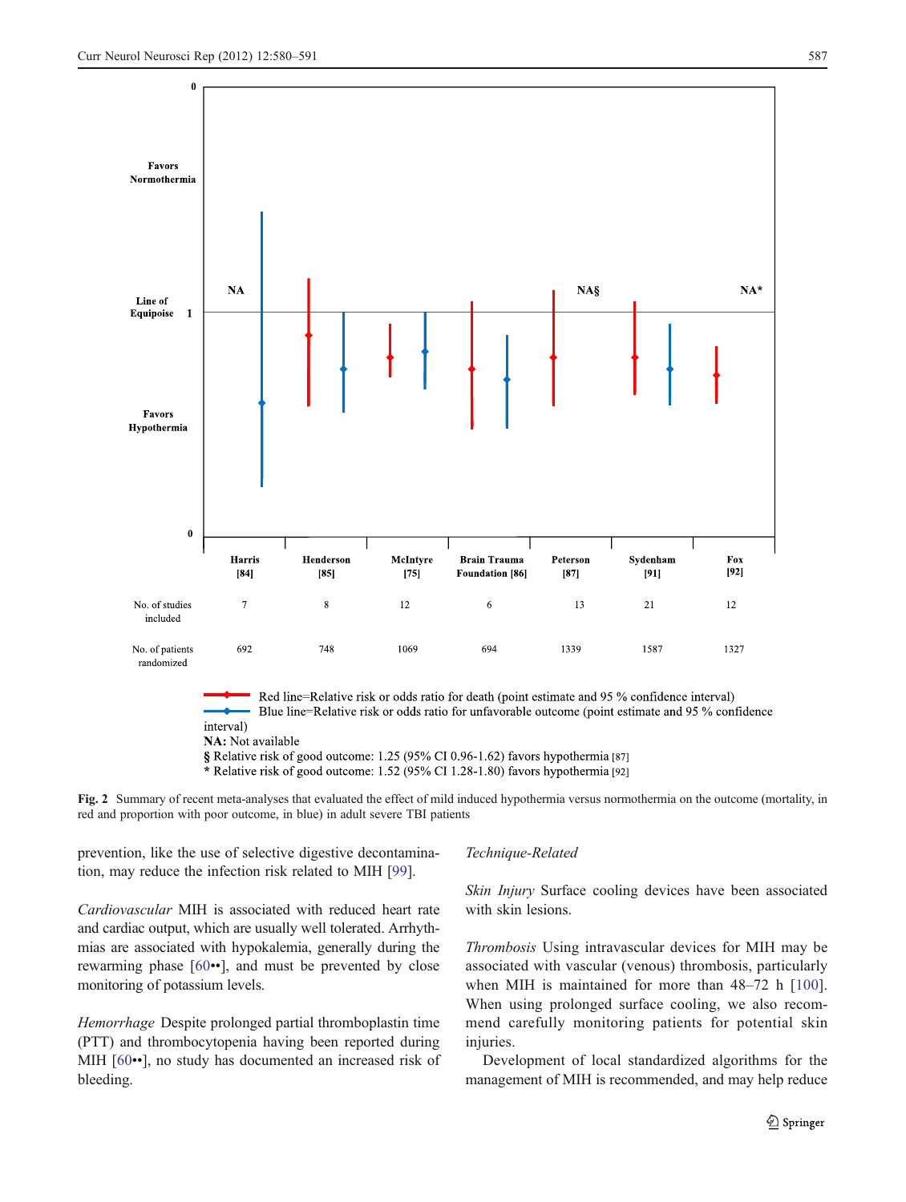Favors Normothermia

Line of Equipoise 1

Favors Hypothermia

| | Harris [84] | Henderson [85] | McIntyre [75] | Brain Trauma Foundation [86] | Peterson [87] | Sydenham [91] | Fox [92] |
|---|---|---|---|---|---|---|---|
| No. of studies included | 7 | 8 | 12 | 6 | 13 | 21 | 12 |
| No. of patients randomized | 692 | 748 | 1069 | 694 | 1339 | 1587 | 1327 |

Red line=Relative risk or odds ratio for death (point estimate and 95 % confidence interval)
Blue line=Relative risk or odds ratio for unfavorable outcome (point estimate and 95 % confidence interval)
**NA:** Not available
§ Relative risk of good outcome: 1.25 (95% CI 0.96-1.62) favors hypothermia [87]
* Relative risk of good outcome: 1.52 (95% CI 1.28-1.80) favors hypothermia [92]

**Fig. 2** Summary of recent meta-analyses that evaluated the effect of mild induced hypothermia versus normothermia on the outcome (mortality, in red and proportion with poor outcome, in blue) in adult severe TBI patients

prevention, like the use of selective digestive decontamination, may reduce the infection risk related to MIH [99].

*Cardiovascular* MIH is associated with reduced heart rate and cardiac output, which are usually well tolerated. Arrhythmias are associated with hypokalemia, generally during the rewarming phase [60••], and must be prevented by close monitoring of potassium levels.

*Hemorrhage* Despite prolonged partial thromboplastin time (PTT) and thrombocytopenia having been reported during MIH [60••], no study has documented an increased risk of bleeding.

*Technique-Related*

*Skin Injury* Surface cooling devices have been associated with skin lesions.

*Thrombosis* Using intravascular devices for MIH may be associated with vascular (venous) thrombosis, particularly when MIH is maintained for more than 48–72 h [100]. When using prolonged surface cooling, we also recommend carefully monitoring patients for potential skin injuries.

Development of local standardized algorithms for the management of MIH is recommended, and may help reduce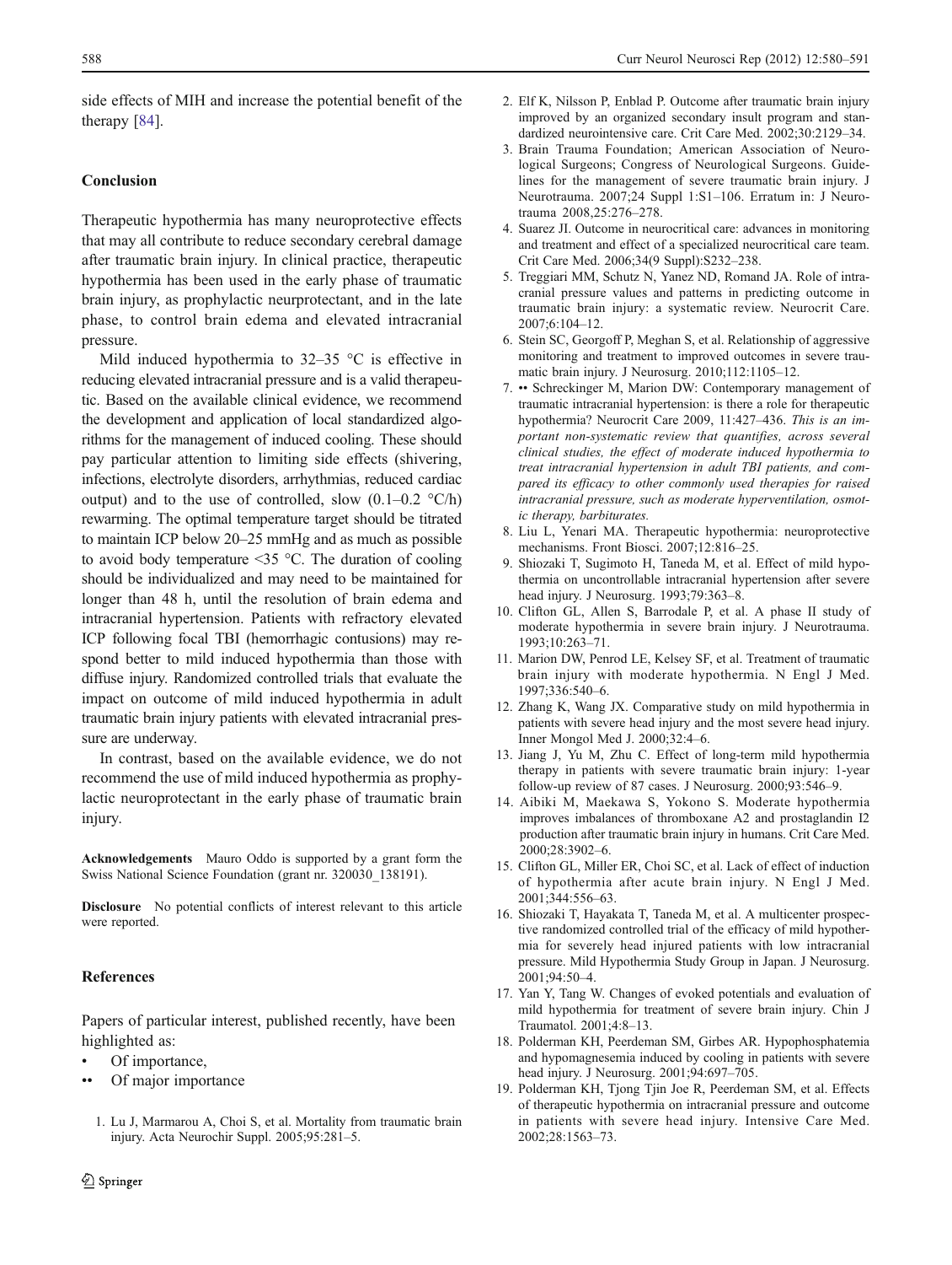side effects of MIH and increase the potential benefit of the therapy [84].

## Conclusion

Therapeutic hypothermia has many neuroprotective effects that may all contribute to reduce secondary cerebral damage after traumatic brain injury. In clinical practice, therapeutic hypothermia has been used in the early phase of traumatic brain injury, as prophylactic neurprotectant, and in the late phase, to control brain edema and elevated intracranial pressure.

Mild induced hypothermia to 32–35 °C is effective in reducing elevated intracranial pressure and is a valid therapeutic. Based on the available clinical evidence, we recommend the development and application of local standardized algorithms for the management of induced cooling. These should pay particular attention to limiting side effects (shivering, infections, electrolyte disorders, arrhythmias, reduced cardiac output) and to the use of controlled, slow (0.1–0.2 °C/h) rewarming. The optimal temperature target should be titrated to maintain ICP below 20–25 mmHg and as much as possible to avoid body temperature <35 °C. The duration of cooling should be individualized and may need to be maintained for longer than 48 h, until the resolution of brain edema and intracranial hypertension. Patients with refractory elevated ICP following focal TBI (hemorrhagic contusions) may respond better to mild induced hypothermia than those with diffuse injury. Randomized controlled trials that evaluate the impact on outcome of mild induced hypothermia in adult traumatic brain injury patients with elevated intracranial pressure are underway.

In contrast, based on the available evidence, we do not recommend the use of mild induced hypothermia as prophylactic neuroprotectant in the early phase of traumatic brain injury.

**Acknowledgements** Mauro Oddo is supported by a grant form the Swiss National Science Foundation (grant nr. 320030_138191).

**Disclosure** No potential conflicts of interest relevant to this article were reported.

## References

Papers of particular interest, published recently, have been highlighted as:

- • Of importance,
- •• Of major importance

1. Lu J, Marmarou A, Choi S, et al. Mortality from traumatic brain injury. Acta Neurochir Suppl. 2005;95:281–5.
2. Elf K, Nilsson P, Enblad P. Outcome after traumatic brain injury improved by an organized secondary insult program and standardized neurointensive care. Crit Care Med. 2002;30:2129–34.
3. Brain Trauma Foundation; American Association of Neurological Surgeons; Congress of Neurological Surgeons. Guidelines for the management of severe traumatic brain injury. J Neurotrauma. 2007;24 Suppl 1:S1–106. Erratum in: J Neurotrauma 2008,25:276–278.
4. Suarez JI. Outcome in neurocritical care: advances in monitoring and treatment and effect of a specialized neurocritical care team. Crit Care Med. 2006;34(9 Suppl):S232–238.
5. Treggiari MM, Schutz N, Yanez ND, Romand JA. Role of intracranial pressure values and patterns in predicting outcome in traumatic brain injury: a systematic review. Neurocrit Care. 2007;6:104–12.
6. Stein SC, Georgoff P, Meghan S, et al. Relationship of aggressive monitoring and treatment to improved outcomes in severe traumatic brain injury. J Neurosurg. 2010;112:1105–12.
7. •• Schreckinger M, Marion DW: Contemporary management of traumatic intracranial hypertension: is there a role for therapeutic hypothermia? Neurocrit Care 2009, 11:427–436. *This is an important non-systematic review that quantifies, across several clinical studies, the effect of moderate induced hypothermia to treat intracranial hypertension in adult TBI patients, and compared its efficacy to other commonly used therapies for raised intracranial pressure, such as moderate hyperventilation, osmotic therapy, barbiturates.*
8. Liu L, Yenari MA. Therapeutic hypothermia: neuroprotective mechanisms. Front Biosci. 2007;12:816–25.
9. Shiozaki T, Sugimoto H, Taneda M, et al. Effect of mild hypothermia on uncontrollable intracranial hypertension after severe head injury. J Neurosurg. 1993;79:363–8.
10. Clifton GL, Allen S, Barrodale P, et al. A phase II study of moderate hypothermia in severe brain injury. J Neurotrauma. 1993;10:263–71.
11. Marion DW, Penrod LE, Kelsey SF, et al. Treatment of traumatic brain injury with moderate hypothermia. N Engl J Med. 1997;336:540–6.
12. Zhang K, Wang JX. Comparative study on mild hypothermia in patients with severe head injury and the most severe head injury. Inner Mongol Med J. 2000;32:4–6.
13. Jiang J, Yu M, Zhu C. Effect of long-term mild hypothermia therapy in patients with severe traumatic brain injury: 1-year follow-up review of 87 cases. J Neurosurg. 2000;93:546–9.
14. Aibiki M, Maekawa S, Yokono S. Moderate hypothermia improves imbalances of thromboxane A2 and prostaglandin I2 production after traumatic brain injury in humans. Crit Care Med. 2000;28:3902–6.
15. Clifton GL, Miller ER, Choi SC, et al. Lack of effect of induction of hypothermia after acute brain injury. N Engl J Med. 2001;344:556–63.
16. Shiozaki T, Hayakata T, Taneda M, et al. A multicenter prospective randomized controlled trial of the efficacy of mild hypothermia for severely head injured patients with low intracranial pressure. Mild Hypothermia Study Group in Japan. J Neurosurg. 2001;94:50–4.
17. Yan Y, Tang W. Changes of evoked potentials and evaluation of mild hypothermia for treatment of severe brain injury. Chin J Traumatol. 2001;4:8–13.
18. Polderman KH, Peerdeman SM, Girbes AR. Hypophosphatemia and hypomagnesemia induced by cooling in patients with severe head injury. J Neurosurg. 2001;94:697–705.
19. Polderman KH, Tjong Tjin Joe R, Peerdeman SM, et al. Effects of therapeutic hypothermia on intracranial pressure and outcome in patients with severe head injury. Intensive Care Med. 2002;28:1563–73.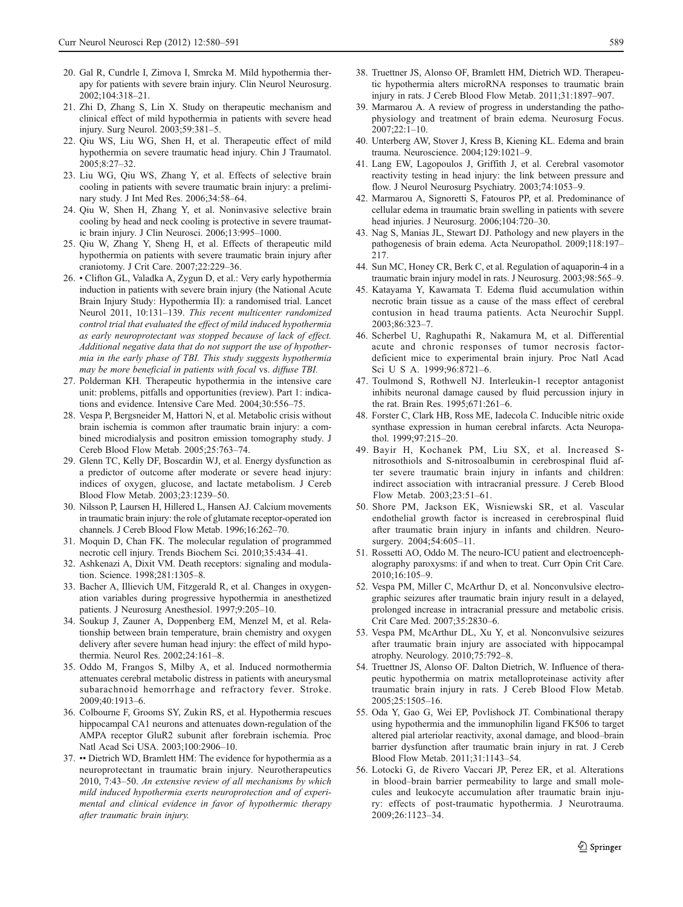20. Gal R, Cundrle I, Zimova I, Smrcka M. Mild hypothermia therapy for patients with severe brain injury. Clin Neurol Neurosurg. 2002;104:318–21.
21. Zhi D, Zhang S, Lin X. Study on therapeutic mechanism and clinical effect of mild hypothermia in patients with severe head injury. Surg Neurol. 2003;59:381–5.
22. Qiu WS, Liu WG, Shen H, et al. Therapeutic effect of mild hypothermia on severe traumatic head injury. Chin J Traumatol. 2005;8:27–32.
23. Liu WG, Qiu WS, Zhang Y, et al. Effects of selective brain cooling in patients with severe traumatic brain injury: a preliminary study. J Int Med Res. 2006;34:58–64.
24. Qiu W, Shen H, Zhang Y, et al. Noninvasive selective brain cooling by head and neck cooling is protective in severe traumatic brain injury. J Clin Neurosci. 2006;13:995–1000.
25. Qiu W, Zhang Y, Sheng H, et al. Effects of therapeutic mild hypothermia on patients with severe traumatic brain injury after craniotomy. J Crit Care. 2007;22:229–36.
26. • Clifton GL, Valadka A, Zygun D, et al.: Very early hypothermia induction in patients with severe brain injury (the National Acute Brain Injury Study: Hypothermia II): a randomised trial. Lancet Neurol 2011, 10:131–139. *This recent multicenter randomized control trial that evaluated the effect of mild induced hypothermia as early neuroprotectant was stopped because of lack of effect. Additional negative data that do not support the use of hypothermia in the early phase of TBI. This study suggests hypothermia may be more beneficial in patients with focal vs. diffuse TBI.*
27. Polderman KH. Therapeutic hypothermia in the intensive care unit: problems, pitfalls and opportunities (review). Part 1: indications and evidence. Intensive Care Med. 2004;30:556–75.
28. Vespa P, Bergsneider M, Hattori N, et al. Metabolic crisis without brain ischemia is common after traumatic brain injury: a combined microdialysis and positron emission tomography study. J Cereb Blood Flow Metab. 2005;25:763–74.
29. Glenn TC, Kelly DF, Boscardin WJ, et al. Energy dysfunction as a predictor of outcome after moderate or severe head injury: indices of oxygen, glucose, and lactate metabolism. J Cereb Blood Flow Metab. 2003;23:1239–50.
30. Nilsson P, Laursen H, Hillered L, Hansen AJ. Calcium movements in traumatic brain injury: the role of glutamate receptor-operated ion channels. J Cereb Blood Flow Metab. 1996;16:262–70.
31. Moquin D, Chan FK. The molecular regulation of programmed necrotic cell injury. Trends Biochem Sci. 2010;35:434–41.
32. Ashkenazi A, Dixit VM. Death receptors: signaling and modulation. Science. 1998;281:1305–8.
33. Bacher A, Illievich UM, Fitzgerald R, et al. Changes in oxygenation variables during progressive hypothermia in anesthetized patients. J Neurosurg Anesthesiol. 1997;9:205–10.
34. Soukup J, Zauner A, Doppenberg EM, Menzel M, et al. Relationship between brain temperature, brain chemistry and oxygen delivery after severe human head injury: the effect of mild hypothermia. Neurol Res. 2002;24:161–8.
35. Oddo M, Frangos S, Milby A, et al. Induced normothermia attenuates cerebral metabolic distress in patients with aneurysmal subarachnoid hemorrhage and refractory fever. Stroke. 2009;40:1913–6.
36. Colbourne F, Grooms SY, Zukin RS, et al. Hypothermia rescues hippocampal CA1 neurons and attenuates down-regulation of the AMPA receptor GluR2 subunit after forebrain ischemia. Proc Natl Acad Sci USA. 2003;100:2906–10.
37. •• Dietrich WD, Bramlett HM: The evidence for hypothermia as a neuroprotectant in traumatic brain injury. Neurotherapeutics 2010, 7:43–50. *An extensive review of all mechanisms by which mild induced hypothermia exerts neuroprotection and of experimental and clinical evidence in favor of hypothermic therapy after traumatic brain injury.*
38. Truettner JS, Alonso OF, Bramlett HM, Dietrich WD. Therapeutic hypothermia alters microRNA responses to traumatic brain injury in rats. J Cereb Blood Flow Metab. 2011;31:1897–907.
39. Marmarou A. A review of progress in understanding the pathophysiology and treatment of brain edema. Neurosurg Focus. 2007;22:1–10.
40. Unterberg AW, Stover J, Kress B, Kiening KL. Edema and brain trauma. Neuroscience. 2004;129:1021–9.
41. Lang EW, Lagopoulos J, Griffith J, et al. Cerebral vasomotor reactivity testing in head injury: the link between pressure and flow. J Neurol Neurosurg Psychiatry. 2003;74:1053–9.
42. Marmarou A, Signoretti S, Fatouros PP, et al. Predominance of cellular edema in traumatic brain swelling in patients with severe head injuries. J Neurosurg. 2006;104:720–30.
43. Nag S, Manias JL, Stewart DJ. Pathology and new players in the pathogenesis of brain edema. Acta Neuropathol. 2009;118:197–217.
44. Sun MC, Honey CR, Berk C, et al. Regulation of aquaporin-4 in a traumatic brain injury model in rats. J Neurosurg. 2003;98:565–9.
45. Katayama Y, Kawamata T. Edema fluid accumulation within necrotic brain tissue as a cause of the mass effect of cerebral contusion in head trauma patients. Acta Neurochir Suppl. 2003;86:323–7.
46. Scherbel U, Raghupathi R, Nakamura M, et al. Differential acute and chronic responses of tumor necrosis factor-deficient mice to experimental brain injury. Proc Natl Acad Sci U S A. 1999;96:8721–6.
47. Toulmond S, Rothwell NJ. Interleukin-1 receptor antagonist inhibits neuronal damage caused by fluid percussion injury in the rat. Brain Res. 1995;671:261–6.
48. Forster C, Clark HB, Ross ME, Iadecola C. Inducible nitric oxide synthase expression in human cerebral infarcts. Acta Neuropathol. 1999;97:215–20.
49. Bayir H, Kochanek PM, Liu SX, et al. Increased S-nitrosothiols and S-nitrosoalbumin in cerebrospinal fluid after severe traumatic brain injury in infants and children: indirect association with intracranial pressure. J Cereb Blood Flow Metab. 2003;23:51–61.
50. Shore PM, Jackson EK, Wisniewski SR, et al. Vascular endothelial growth factor is increased in cerebrospinal fluid after traumatic brain injury in infants and children. Neurosurgery. 2004;54:605–11.
51. Rossetti AO, Oddo M. The neuro-ICU patient and electroencephalography paroxysms: if and when to treat. Curr Opin Crit Care. 2010;16:105–9.
52. Vespa PM, Miller C, McArthur D, et al. Nonconvulsive electrographic seizures after traumatic brain injury result in a delayed, prolonged increase in intracranial pressure and metabolic crisis. Crit Care Med. 2007;35:2830–6.
53. Vespa PM, McArthur DL, Xu Y, et al. Nonconvulsive seizures after traumatic brain injury are associated with hippocampal atrophy. Neurology. 2010;75:792–8.
54. Truettner JS, Alonso OF. Dalton Dietrich, W. Influence of therapeutic hypothermia on matrix metalloproteinase activity after traumatic brain injury in rats. J Cereb Blood Flow Metab. 2005;25:1505–16.
55. Oda Y, Gao G, Wei EP, Povlishock JT. Combinational therapy using hypothermia and the immunophilin ligand FK506 to target altered pial arteriolar reactivity, axonal damage, and blood–brain barrier dysfunction after traumatic brain injury in rat. J Cereb Blood Flow Metab. 2011;31:1143–54.
56. Lotocki G, de Rivero Vaccari JP, Perez ER, et al. Alterations in blood–brain barrier permeability to large and small molecules and leukocyte accumulation after traumatic brain injury: effects of post-traumatic hypothermia. J Neurotrauma. 2009;26:1123–34.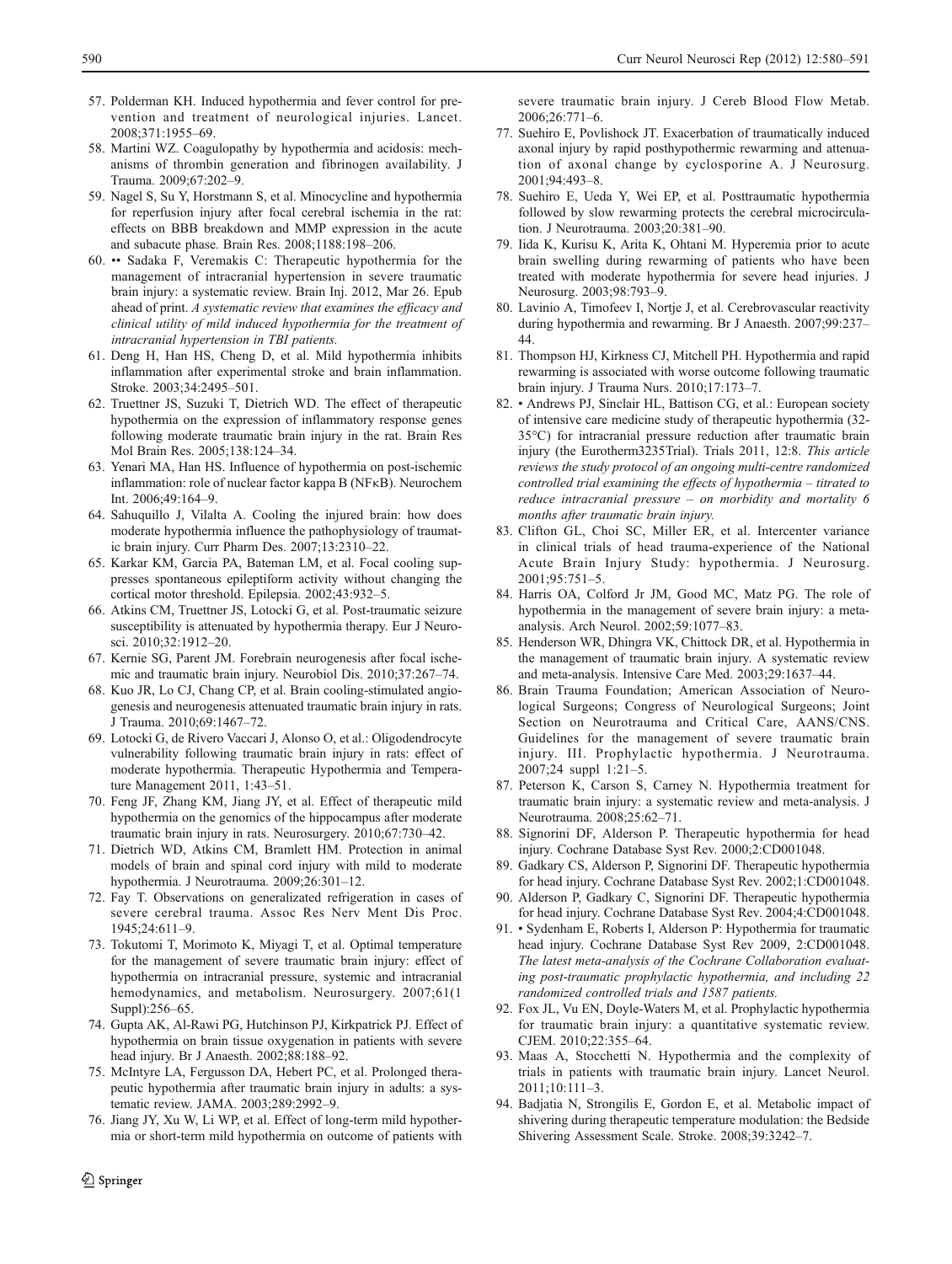57. Polderman KH. Induced hypothermia and fever control for prevention and treatment of neurological injuries. Lancet. 2008;371:1955–69.
58. Martini WZ. Coagulopathy by hypothermia and acidosis: mechanisms of thrombin generation and fibrinogen availability. J Trauma. 2009;67:202–9.
59. Nagel S, Su Y, Horstmann S, et al. Minocycline and hypothermia for reperfusion injury after focal cerebral ischemia in the rat: effects on BBB breakdown and MMP expression in the acute and subacute phase. Brain Res. 2008;1188:198–206.
60. •• Sadaka F, Veremakis C: Therapeutic hypothermia for the management of intracranial hypertension in severe traumatic brain injury: a systematic review. Brain Inj. 2012, Mar 26. Epub ahead of print. *A systematic review that examines the efficacy and clinical utility of mild induced hypothermia for the treatment of intracranial hypertension in TBI patients.*
61. Deng H, Han HS, Cheng D, et al. Mild hypothermia inhibits inflammation after experimental stroke and brain inflammation. Stroke. 2003;34:2495–501.
62. Truettner JS, Suzuki T, Dietrich WD. The effect of therapeutic hypothermia on the expression of inflammatory response genes following moderate traumatic brain injury in the rat. Brain Res Mol Brain Res. 2005;138:124–34.
63. Yenari MA, Han HS. Influence of hypothermia on post-ischemic inflammation: role of nuclear factor kappa B (NFκB). Neurochem Int. 2006;49:164–9.
64. Sahuquillo J, Vilalta A. Cooling the injured brain: how does moderate hypothermia influence the pathophysiology of traumatic brain injury. Curr Pharm Des. 2007;13:2310–22.
65. Karkar KM, Garcia PA, Bateman LM, et al. Focal cooling suppresses spontaneous epileptiform activity without changing the cortical motor threshold. Epilepsia. 2002;43:932–5.
66. Atkins CM, Truettner JS, Lotocki G, et al. Post-traumatic seizure susceptibility is attenuated by hypothermia therapy. Eur J Neurosci. 2010;32:1912–20.
67. Kernie SG, Parent JM. Forebrain neurogenesis after focal ischemic and traumatic brain injury. Neurobiol Dis. 2010;37:267–74.
68. Kuo JR, Lo CJ, Chang CP, et al. Brain cooling-stimulated angiogenesis and neurogenesis attenuated traumatic brain injury in rats. J Trauma. 2010;69:1467–72.
69. Lotocki G, de Rivero Vaccari J, Alonso O, et al.: Oligodendrocyte vulnerability following traumatic brain injury in rats: effect of moderate hypothermia. Therapeutic Hypothermia and Temperature Management 2011, 1:43–51.
70. Feng JF, Zhang KM, Jiang JY, et al. Effect of therapeutic mild hypothermia on the genomics of the hippocampus after moderate traumatic brain injury in rats. Neurosurgery. 2010;67:730–42.
71. Dietrich WD, Atkins CM, Bramlett HM. Protection in animal models of brain and spinal cord injury with mild to moderate hypothermia. J Neurotrauma. 2009;26:301–12.
72. Fay T. Observations on generalized refrigeration in cases of severe cerebral trauma. Assoc Res Nerv Ment Dis Proc. 1945;24:611–9.
73. Tokutomi T, Morimoto K, Miyagi T, et al. Optimal temperature for the management of severe traumatic brain injury: effect of hypothermia on intracranial pressure, systemic and intracranial hemodynamics, and metabolism. Neurosurgery. 2007;61(1 Suppl):256–65.
74. Gupta AK, Al-Rawi PG, Hutchinson PJ, Kirkpatrick PJ. Effect of hypothermia on brain tissue oxygenation in patients with severe head injury. Br J Anaesth. 2002;88:188–92.
75. McIntyre LA, Fergusson DA, Hebert PC, et al. Prolonged therapeutic hypothermia after traumatic brain injury in adults: a systematic review. JAMA. 2003;289:2992–9.
76. Jiang JY, Xu W, Li WP, et al. Effect of long-term mild hypothermia or short-term mild hypothermia on outcome of patients with severe traumatic brain injury. J Cereb Blood Flow Metab. 2006;26:771–6.
77. Suehiro E, Povlishock JT. Exacerbation of traumatically induced axonal injury by rapid posthypothermic rewarming and attenuation of axonal change by cyclosporine A. J Neurosurg. 2001;94:493–8.
78. Suehiro E, Ueda Y, Wei EP, et al. Posttraumatic hypothermia followed by slow rewarming protects the cerebral microcirculation. J Neurotrauma. 2003;20:381–90.
79. Iida K, Kurisu K, Arita K, Ohtani M. Hyperemia prior to acute brain swelling during rewarming of patients who have been treated with moderate hypothermia for severe head injuries. J Neurosurg. 2003;98:793–9.
80. Lavinio A, Timofeev I, Nortje J, et al. Cerebrovascular reactivity during hypothermia and rewarming. Br J Anaesth. 2007;99:237–44.
81. Thompson HJ, Kirkness CJ, Mitchell PH. Hypothermia and rapid rewarming is associated with worse outcome following traumatic brain injury. J Trauma Nurs. 2010;17:173–7.
82. • Andrews PJ, Sinclair HL, Battison CG, et al.: European society of intensive care medicine study of therapeutic hypothermia (32-35°C) for intracranial pressure reduction after traumatic brain injury (the Eurotherm3235Trial). Trials 2011, 12:8. *This article reviews the study protocol of an ongoing multi-centre randomized controlled trial examining the effects of hypothermia – titrated to reduce intracranial pressure – on morbidity and mortality 6 months after traumatic brain injury.*
83. Clifton GL, Choi SC, Miller ER, et al. Intercenter variance in clinical trials of head trauma-experience of the National Acute Brain Injury Study: hypothermia. J Neurosurg. 2001;95:751–5.
84. Harris OA, Colford Jr JM, Good MC, Matz PG. The role of hypothermia in the management of severe brain injury: a meta-analysis. Arch Neurol. 2002;59:1077–83.
85. Henderson WR, Dhingra VK, Chittock DR, et al. Hypothermia in the management of traumatic brain injury. A systematic review and meta-analysis. Intensive Care Med. 2003;29:1637–44.
86. Brain Trauma Foundation; American Association of Neurological Surgeons; Congress of Neurological Surgeons; Joint Section on Neurotrauma and Critical Care, AANS/CNS. Guidelines for the management of severe traumatic brain injury. III. Prophylactic hypothermia. J Neurotrauma. 2007;24 suppl 1:21–5.
87. Peterson K, Carson S, Carney N. Hypothermia treatment for traumatic brain injury: a systematic review and meta-analysis. J Neurotrauma. 2008;25:62–71.
88. Signorini DF, Alderson P. Therapeutic hypothermia for head injury. Cochrane Database Syst Rev. 2000;2:CD001048.
89. Gadkary CS, Alderson P, Signorini DF. Therapeutic hypothermia for head injury. Cochrane Database Syst Rev. 2002;1:CD001048.
90. Alderson P, Gadkary C, Signorini DF. Therapeutic hypothermia for head injury. Cochrane Database Syst Rev. 2004;4:CD001048.
91. • Sydenham E, Roberts I, Alderson P: Hypothermia for traumatic head injury. Cochrane Database Syst Rev 2009, 2:CD001048. *The latest meta-analysis of the Cochrane Collaboration evaluating post-traumatic prophylactic hypothermia, and including 22 randomized controlled trials and 1587 patients.*
92. Fox JL, Vu EN, Doyle-Waters M, et al. Prophylactic hypothermia for traumatic brain injury: a quantitative systematic review. CJEM. 2010;22:355–64.
93. Maas A, Stocchetti N. Hypothermia and the complexity of trials in patients with traumatic brain injury. Lancet Neurol. 2011;10:111–3.
94. Badjatia N, Strongilis E, Gordon E, et al. Metabolic impact of shivering during therapeutic temperature modulation: the Bedside Shivering Assessment Scale. Stroke. 2008;39:3242–7.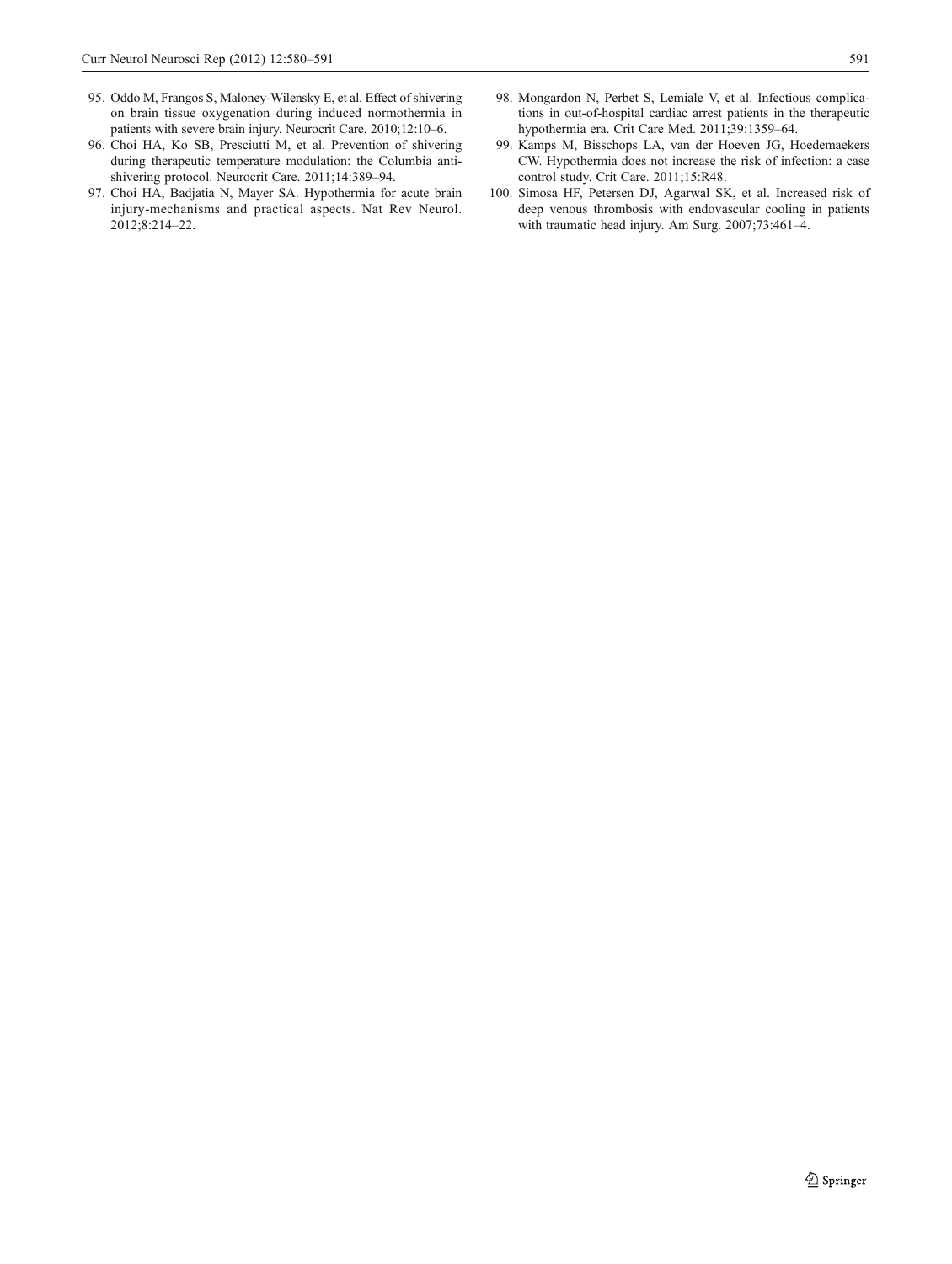95. Oddo M, Frangos S, Maloney-Wilensky E, et al. Effect of shivering on brain tissue oxygenation during induced normothermia in patients with severe brain injury. Neurocrit Care. 2010;12:10–6.
96. Choi HA, Ko SB, Presciutti M, et al. Prevention of shivering during therapeutic temperature modulation: the Columbia anti-shivering protocol. Neurocrit Care. 2011;14:389–94.
97. Choi HA, Badjatia N, Mayer SA. Hypothermia for acute brain injury-mechanisms and practical aspects. Nat Rev Neurol. 2012;8:214–22.
98. Mongardon N, Perbet S, Lemiale V, et al. Infectious complications in out-of-hospital cardiac arrest patients in the therapeutic hypothermia era. Crit Care Med. 2011;39:1359–64.
99. Kamps M, Bisschops LA, van der Hoeven JG, Hoedemaekers CW. Hypothermia does not increase the risk of infection: a case control study. Crit Care. 2011;15:R48.
100. Simosa HF, Petersen DJ, Agarwal SK, et al. Increased risk of deep venous thrombosis with endovascular cooling in patients with traumatic head injury. Am Surg. 2007;73:461–4.